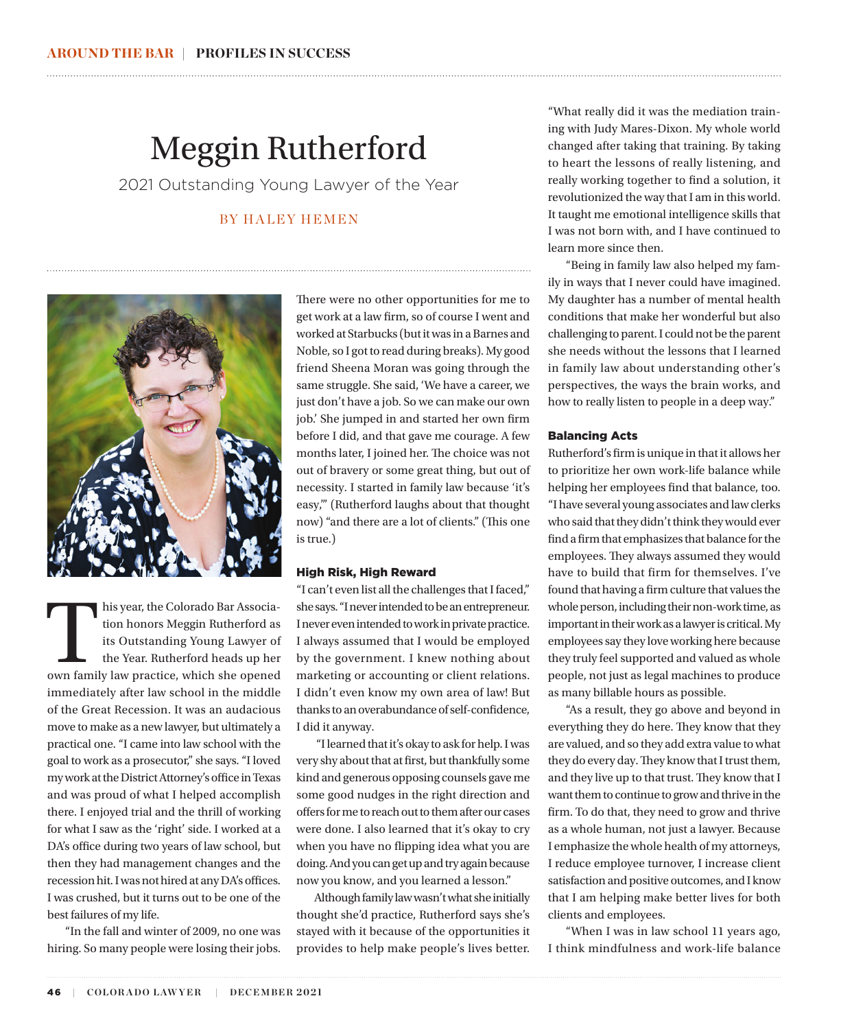# Meggin Rutherford

2021 Outstanding Young Lawyer of the Year

BY HALEY HEMEN

This year, the Colorado Bar Association honors Meggin Rutherford as its Outstanding Young Lawyer of the Year. Rutherford heads up her own family law practice, which she opened immediately after law school in the middle of the Great Recession. It was an audacious move to make as a new lawyer, but ultimately a practical one. "I came into law school with the goal to work as a prosecutor," she says. "I loved my work at the District Attorney's office in Texas and was proud of what I helped accomplish there. I enjoyed trial and the thrill of working for what I saw as the 'right' side. I worked at a DA's office during two years of law school, but then they had management changes and the recession hit. I was not hired at any DA's offices. I was crushed, but it turns out to be one of the best failures of my life.

"In the fall and winter of 2009, no one was hiring. So many people were losing their jobs. There were no other opportunities for me to get work at a law firm, so of course I went and worked at Starbucks (but it was in a Barnes and Noble, so I got to read during breaks). My good friend Sheena Moran was going through the same struggle. She said, 'We have a career, we just don't have a job. So we can make our own job.' She jumped in and started her own firm before I did, and that gave me courage. A few months later, I joined her. The choice was not out of bravery or some great thing, but out of necessity. I started in family law because 'it's easy,'" (Rutherford laughs about that thought now) "and there are a lot of clients." (This one is true.)

## High Risk, High Reward

"I can't even list all the challenges that I faced," she says. "I never intended to be an entrepreneur. I never even intended to work in private practice. I always assumed that I would be employed by the government. I knew nothing about marketing or accounting or client relations. I didn't even know my own area of law! But thanks to an overabundance of self-confidence, I did it anyway.

"I learned that it's okay to ask for help. I was very shy about that at first, but thankfully some kind and generous opposing counsels gave me some good nudges in the right direction and offers for me to reach out to them after our cases were done. I also learned that it's okay to cry when you have no flipping idea what you are doing. And you can get up and try again because now you know, and you learned a lesson."

Although family law wasn't what she initially thought she'd practice, Rutherford says she's stayed with it because of the opportunities it provides to help make people's lives better. "What really did it was the mediation training with Judy Mares-Dixon. My whole world changed after taking that training. By taking to heart the lessons of really listening, and really working together to find a solution, it revolutionized the way that I am in this world. It taught me emotional intelligence skills that I was not born with, and I have continued to learn more since then.

"Being in family law also helped my family in ways that I never could have imagined. My daughter has a number of mental health conditions that make her wonderful but also challenging to parent. I could not be the parent she needs without the lessons that I learned in family law about understanding other's perspectives, the ways the brain works, and how to really listen to people in a deep way."

## Balancing Acts

Rutherford's firm is unique in that it allows her to prioritize her own work-life balance while helping her employees find that balance, too. "I have several young associates and law clerks who said that they didn't think they would ever find a firm that emphasizes that balance for the employees. They always assumed they would have to build that firm for themselves. I've found that having a firm culture that values the whole person, including their non-work time, as important in their work as a lawyer is critical. My employees say they love working here because they truly feel supported and valued as whole people, not just as legal machines to produce as many billable hours as possible.

"As a result, they go above and beyond in everything they do here. They know that they are valued, and so they add extra value to what they do every day. They know that I trust them, and they live up to that trust. They know that I want them to continue to grow and thrive in the firm. To do that, they need to grow and thrive as a whole human, not just a lawyer. Because I emphasize the whole health of my attorneys, I reduce employee turnover, I increase client satisfaction and positive outcomes, and I know that I am helping make better lives for both clients and employees.

"When I was in law school 11 years ago, I think mindfulness and work-life balance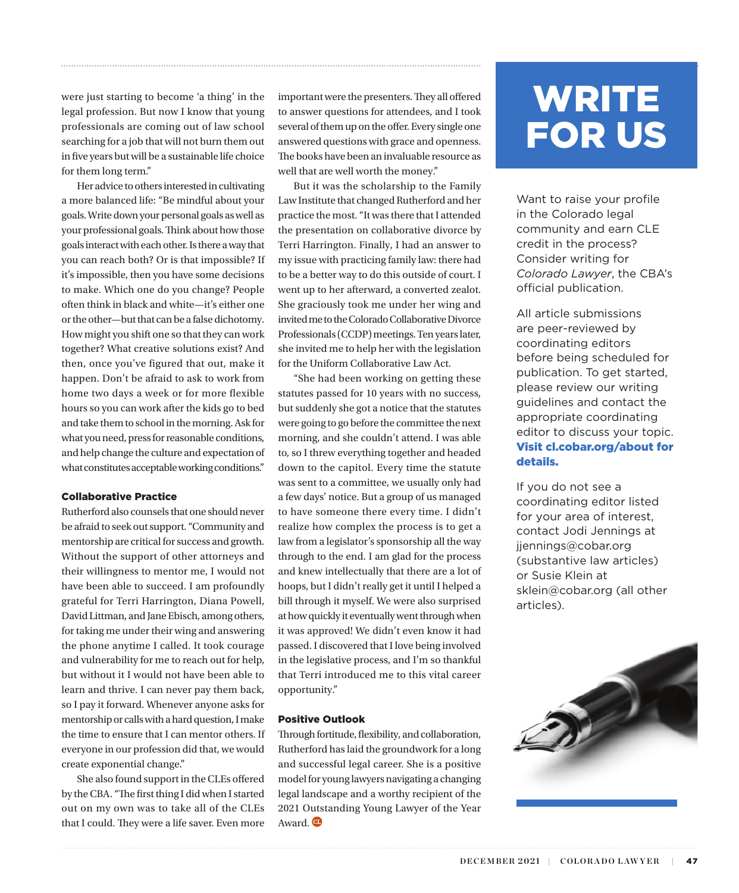were just starting to become 'a thing' in the legal profession. But now I know that young professionals are coming out of law school searching for a job that will not burn them out in five years but will be a sustainable life choice for them long term."

Her advice to others interested in cultivating a more balanced life: "Be mindful about your goals. Write down your personal goals as well as your professional goals. Think about how those goals interact with each other. Is there a way that you can reach both? Or is that impossible? If it's impossible, then you have some decisions to make. Which one do you change? People often think in black and white—it's either one or the other—but that can be a false dichotomy. How might you shift one so that they can work together? What creative solutions exist? And then, once you've figured that out, make it happen. Don't be afraid to ask to work from home two days a week or for more flexible hours so you can work after the kids go to bed and take them to school in the morning. Ask for what you need, press for reasonable conditions, and help change the culture and expectation of what constitutes acceptable working conditions."

### Collaborative Practice

Rutherford also counsels that one should never be afraid to seek out support. "Community and mentorship are critical for success and growth. Without the support of other attorneys and their willingness to mentor me, I would not have been able to succeed. I am profoundly grateful for Terri Harrington, Diana Powell, David Littman, and Jane Ebisch, among others, for taking me under their wing and answering the phone anytime I called. It took courage and vulnerability for me to reach out for help, but without it I would not have been able to learn and thrive. I can never pay them back, so I pay it forward. Whenever anyone asks for mentorship or calls with a hard question, I make the time to ensure that I can mentor others. If everyone in our profession did that, we would create exponential change."

She also found support in the CLEs offered by the CBA. "The first thing I did when I started out on my own was to take all of the CLEs that I could. They were a life saver. Even more important were the presenters. They all offered to answer questions for attendees, and I took several of them up on the offer. Every single one answered questions with grace and openness. The books have been an invaluable resource as well that are well worth the money."

But it was the scholarship to the Family Law Institute that changed Rutherford and her practice the most. "It was there that I attended the presentation on collaborative divorce by Terri Harrington. Finally, I had an answer to my issue with practicing family law: there had to be a better way to do this outside of court. I went up to her afterward, a converted zealot. She graciously took me under her wing and invited me to the Colorado Collaborative Divorce Professionals (CCDP) meetings. Ten years later, she invited me to help her with the legislation for the Uniform Collaborative Law Act.

"She had been working on getting these statutes passed for 10 years with no success, but suddenly she got a notice that the statutes were going to go before the committee the next morning, and she couldn't attend. I was able to, so I threw everything together and headed down to the capitol. Every time the statute was sent to a committee, we usually only had a few days' notice. But a group of us managed to have someone there every time. I didn't realize how complex the process is to get a law from a legislator's sponsorship all the way through to the end. I am glad for the process and knew intellectually that there are a lot of hoops, but I didn't really get it until I helped a bill through it myself. We were also surprised at how quickly it eventually went through when it was approved! We didn't even know it had passed. I discovered that I love being involved in the legislative process, and I'm so thankful that Terri introduced me to this vital career opportunity."

### Positive Outlook

Through fortitude, flexibility, and collaboration, Rutherford has laid the groundwork for a long and successful legal career. She is a positive model for young lawyers navigating a changing legal landscape and a worthy recipient of the 2021 Outstanding Young Lawyer of the Year Award.

## WRITE FOR US

Want to raise your profile in the Colorado legal community and earn CLE credit in the process? Consider writing for *Colorado Lawyer*, the CBA's official publication.

All article submissions are peer-reviewed by coordinating editors before being scheduled for publication. To get started, please review our writing guidelines and contact the appropriate coordinating editor to discuss your topic. **Visit cl.cobar.org/about for details.**

If you do not see a coordinating editor listed for your area of interest, contact Jodi Jennings at jjennings@cobar.org (substantive law articles) or Susie Klein at sklein@cobar.org (all other articles).